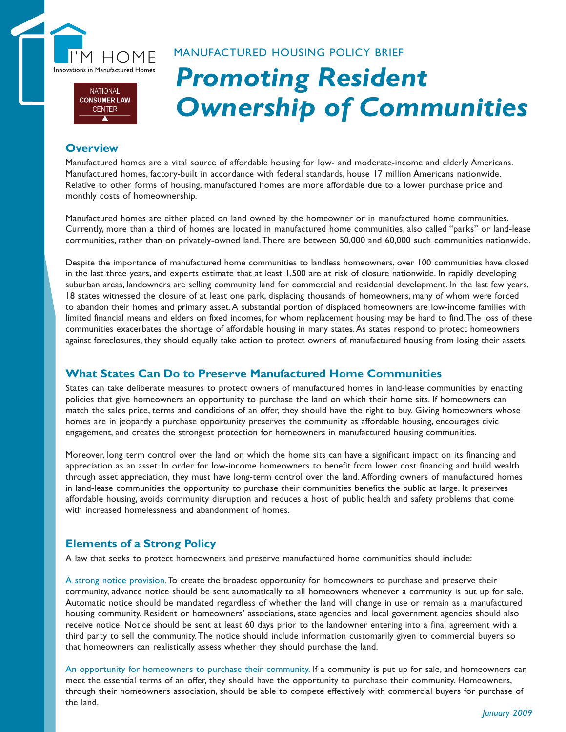I'M HOME
Innovations in Manufactured Homes

NATIONAL CONSUMER LAW CENTER

MANUFACTURED HOUSING POLICY BRIEF

# *Promoting Resident Ownership of Communities*

## Overview

Manufactured homes are a vital source of affordable housing for low- and moderate-income and elderly Americans. Manufactured homes, factory-built in accordance with federal standards, house 17 million Americans nationwide. Relative to other forms of housing, manufactured homes are more affordable due to a lower purchase price and monthly costs of homeownership.

Manufactured homes are either placed on land owned by the homeowner or in manufactured home communities. Currently, more than a third of homes are located in manufactured home communities, also called "parks" or land-lease communities, rather than on privately-owned land. There are between 50,000 and 60,000 such communities nationwide.

Despite the importance of manufactured home communities to landless homeowners, over 100 communities have closed in the last three years, and experts estimate that at least 1,500 are at risk of closure nationwide. In rapidly developing suburban areas, landowners are selling community land for commercial and residential development. In the last few years, 18 states witnessed the closure of at least one park, displacing thousands of homeowners, many of whom were forced to abandon their homes and primary asset. A substantial portion of displaced homeowners are low-income families with limited financial means and elders on fixed incomes, for whom replacement housing may be hard to find. The loss of these communities exacerbates the shortage of affordable housing in many states. As states respond to protect homeowners against foreclosures, they should equally take action to protect owners of manufactured housing from losing their assets.

## What States Can Do to Preserve Manufactured Home Communities

States can take deliberate measures to protect owners of manufactured homes in land-lease communities by enacting policies that give homeowners an opportunity to purchase the land on which their home sits. If homeowners can match the sales price, terms and conditions of an offer, they should have the right to buy. Giving homeowners whose homes are in jeopardy a purchase opportunity preserves the community as affordable housing, encourages civic engagement, and creates the strongest protection for homeowners in manufactured housing communities.

Moreover, long term control over the land on which the home sits can have a significant impact on its financing and appreciation as an asset. In order for low-income homeowners to benefit from lower cost financing and build wealth through asset appreciation, they must have long-term control over the land. Affording owners of manufactured homes in land-lease communities the opportunity to purchase their communities benefits the public at large. It preserves affordable housing, avoids community disruption and reduces a host of public health and safety problems that come with increased homelessness and abandonment of homes.

## Elements of a Strong Policy

A law that seeks to protect homeowners and preserve manufactured home communities should include:

A strong notice provision. To create the broadest opportunity for homeowners to purchase and preserve their community, advance notice should be sent automatically to all homeowners whenever a community is put up for sale. Automatic notice should be mandated regardless of whether the land will change in use or remain as a manufactured housing community. Resident or homeowners' associations, state agencies and local government agencies should also receive notice. Notice should be sent at least 60 days prior to the landowner entering into a final agreement with a third party to sell the community. The notice should include information customarily given to commercial buyers so that homeowners can realistically assess whether they should purchase the land.

An opportunity for homeowners to purchase their community. If a community is put up for sale, and homeowners can meet the essential terms of an offer, they should have the opportunity to purchase their community. Homeowners, through their homeowners association, should be able to compete effectively with commercial buyers for purchase of the land.

*January 2009*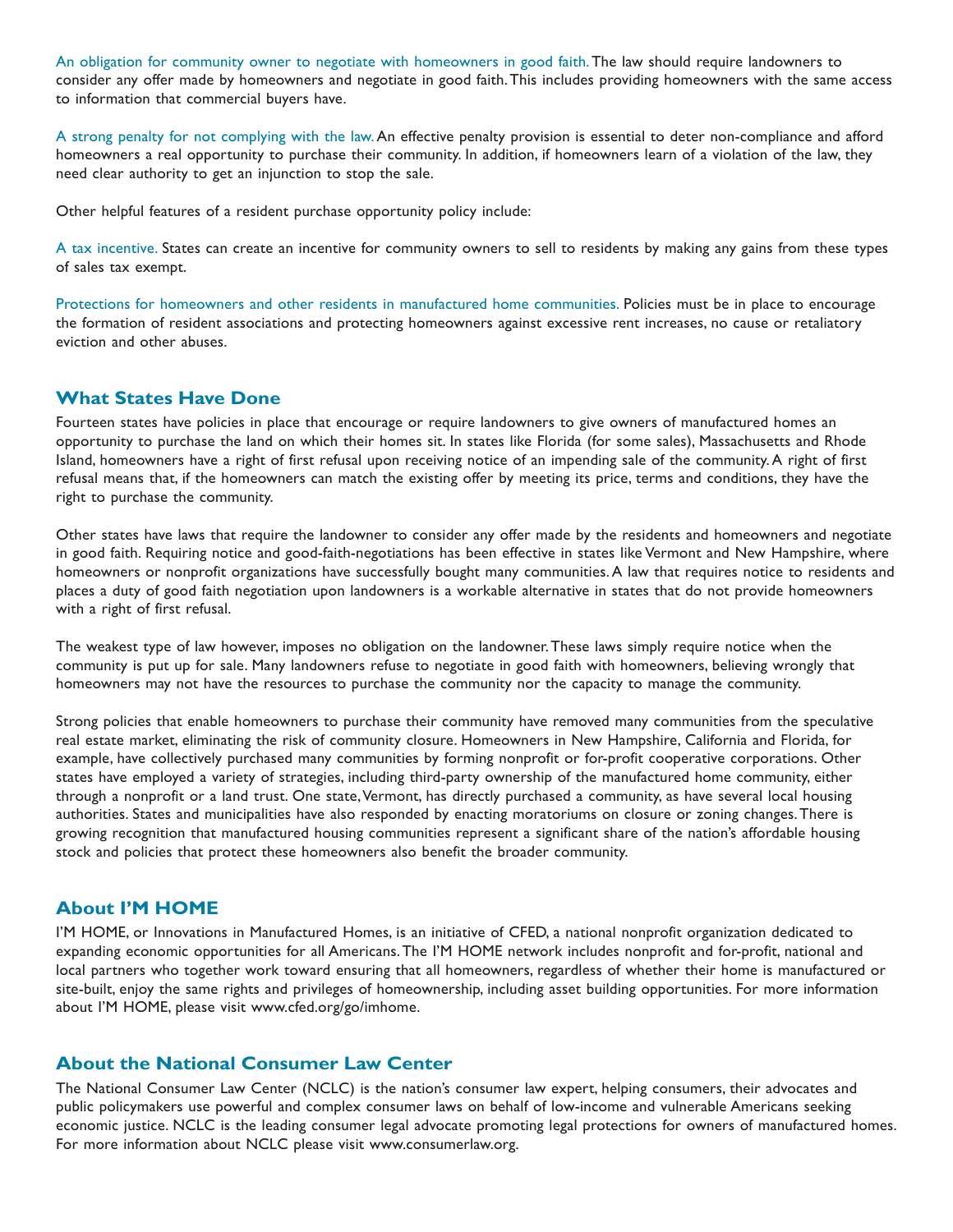An obligation for community owner to negotiate with homeowners in good faith. The law should require landowners to consider any offer made by homeowners and negotiate in good faith. This includes providing homeowners with the same access to information that commercial buyers have.

A strong penalty for not complying with the law. An effective penalty provision is essential to deter non-compliance and afford homeowners a real opportunity to purchase their community. In addition, if homeowners learn of a violation of the law, they need clear authority to get an injunction to stop the sale.

Other helpful features of a resident purchase opportunity policy include:

A tax incentive. States can create an incentive for community owners to sell to residents by making any gains from these types of sales tax exempt.

Protections for homeowners and other residents in manufactured home communities. Policies must be in place to encourage the formation of resident associations and protecting homeowners against excessive rent increases, no cause or retaliatory eviction and other abuses.

## What States Have Done

Fourteen states have policies in place that encourage or require landowners to give owners of manufactured homes an opportunity to purchase the land on which their homes sit. In states like Florida (for some sales), Massachusetts and Rhode Island, homeowners have a right of first refusal upon receiving notice of an impending sale of the community. A right of first refusal means that, if the homeowners can match the existing offer by meeting its price, terms and conditions, they have the right to purchase the community.

Other states have laws that require the landowner to consider any offer made by the residents and homeowners and negotiate in good faith. Requiring notice and good-faith-negotiations has been effective in states like Vermont and New Hampshire, where homeowners or nonprofit organizations have successfully bought many communities. A law that requires notice to residents and places a duty of good faith negotiation upon landowners is a workable alternative in states that do not provide homeowners with a right of first refusal.

The weakest type of law however, imposes no obligation on the landowner. These laws simply require notice when the community is put up for sale. Many landowners refuse to negotiate in good faith with homeowners, believing wrongly that homeowners may not have the resources to purchase the community nor the capacity to manage the community.

Strong policies that enable homeowners to purchase their community have removed many communities from the speculative real estate market, eliminating the risk of community closure. Homeowners in New Hampshire, California and Florida, for example, have collectively purchased many communities by forming nonprofit or for-profit cooperative corporations. Other states have employed a variety of strategies, including third-party ownership of the manufactured home community, either through a nonprofit or a land trust. One state, Vermont, has directly purchased a community, as have several local housing authorities. States and municipalities have also responded by enacting moratoriums on closure or zoning changes. There is growing recognition that manufactured housing communities represent a significant share of the nation's affordable housing stock and policies that protect these homeowners also benefit the broader community.

## About I'M HOME

I'M HOME, or Innovations in Manufactured Homes, is an initiative of CFED, a national nonprofit organization dedicated to expanding economic opportunities for all Americans. The I'M HOME network includes nonprofit and for-profit, national and local partners who together work toward ensuring that all homeowners, regardless of whether their home is manufactured or site-built, enjoy the same rights and privileges of homeownership, including asset building opportunities. For more information about I'M HOME, please visit www.cfed.org/go/imhome.

## About the National Consumer Law Center

The National Consumer Law Center (NCLC) is the nation's consumer law expert, helping consumers, their advocates and public policymakers use powerful and complex consumer laws on behalf of low-income and vulnerable Americans seeking economic justice. NCLC is the leading consumer legal advocate promoting legal protections for owners of manufactured homes. For more information about NCLC please visit www.consumerlaw.org.